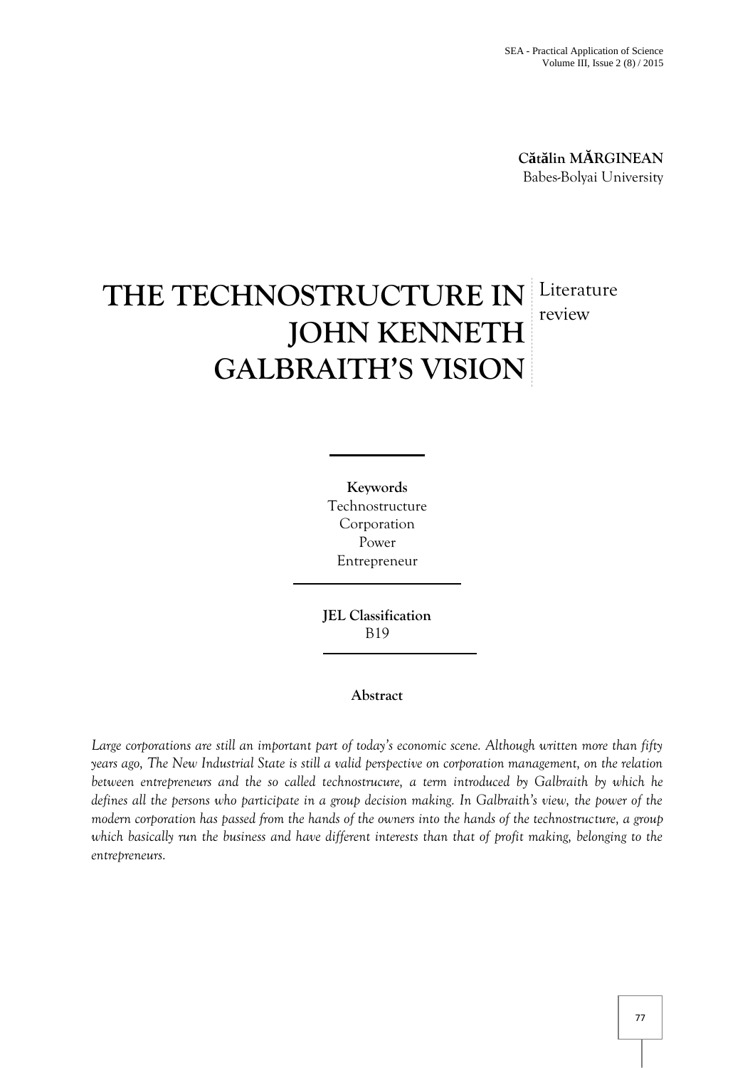**Cătălin MĂRGINEAN**
Babes-Bolyai University

# THE TECHNOSTRUCTURE IN JOHN KENNETH GALBRAITH'S VISION

Literature review

**Keywords**
Technostructure
Corporation
Power
Entrepreneur

**JEL Classification**
B19

**Abstract**

*Large corporations are still an important part of today's economic scene. Although written more than fifty years ago, The New Industrial State is still a valid perspective on corporation management, on the relation between entrepreneurs and the so called technostrucure, a term introduced by Galbraith by which he defines all the persons who participate in a group decision making. In Galbraith's view, the power of the modern corporation has passed from the hands of the owners into the hands of the technostructure, a group which basically run the business and have different interests than that of profit making, belonging to the entrepreneurs.*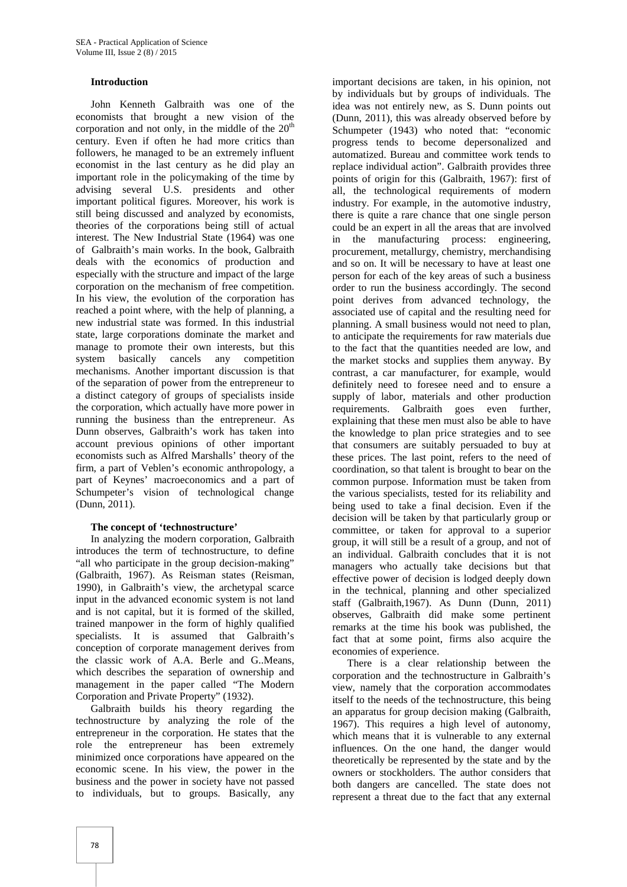## Introduction

John Kenneth Galbraith was one of the economists that brought a new vision of the corporation and not only, in the middle of the $20^{th}$ century. Even if often he had more critics than followers, he managed to be an extremely influent economist in the last century as he did play an important role in the policymaking of the time by advising several U.S. presidents and other important political figures. Moreover, his work is still being discussed and analyzed by economists, theories of the corporations being still of actual interest. The New Industrial State (1964) was one of Galbraith's main works. In the book, Galbraith deals with the economics of production and especially with the structure and impact of the large corporation on the mechanism of free competition. In his view, the evolution of the corporation has reached a point where, with the help of planning, a new industrial state was formed. In this industrial state, large corporations dominate the market and manage to promote their own interests, but this system basically cancels any competition mechanisms. Another important discussion is that of the separation of power from the entrepreneur to a distinct category of groups of specialists inside the corporation, which actually have more power in running the business than the entrepreneur. As Dunn observes, Galbraith's work has taken into account previous opinions of other important economists such as Alfred Marshalls' theory of the firm, a part of Veblen's economic anthropology, a part of Keynes' macroeconomics and a part of Schumpeter's vision of technological change (Dunn, 2011).

## The concept of 'technostructure'

In analyzing the modern corporation, Galbraith introduces the term of technostructure, to define "all who participate in the group decision-making" (Galbraith, 1967). As Reisman states (Reisman, 1990), in Galbraith's view, the archetypal scarce input in the advanced economic system is not land and is not capital, but it is formed of the skilled, trained manpower in the form of highly qualified specialists. It is assumed that Galbraith's conception of corporate management derives from the classic work of A.A. Berle and G..Means, which describes the separation of ownership and management in the paper called "The Modern Corporation and Private Property" (1932).

Galbraith builds his theory regarding the technostructure by analyzing the role of the entrepreneur in the corporation. He states that the role the entrepreneur has been extremely minimized once corporations have appeared on the economic scene. In his view, the power in the business and the power in society have not passed to individuals, but to groups. Basically, any important decisions are taken, in his opinion, not by individuals but by groups of individuals. The idea was not entirely new, as S. Dunn points out (Dunn, 2011), this was already observed before by Schumpeter (1943) who noted that: "economic progress tends to become depersonalized and automatized. Bureau and committee work tends to replace individual action". Galbraith provides three points of origin for this (Galbraith, 1967): first of all, the technological requirements of modern industry. For example, in the automotive industry, there is quite a rare chance that one single person could be an expert in all the areas that are involved in the manufacturing process: engineering, procurement, metallurgy, chemistry, merchandising and so on. It will be necessary to have at least one person for each of the key areas of such a business order to run the business accordingly. The second point derives from advanced technology, the associated use of capital and the resulting need for planning. A small business would not need to plan, to anticipate the requirements for raw materials due to the fact that the quantities needed are low, and the market stocks and supplies them anyway. By contrast, a car manufacturer, for example, would definitely need to foresee need and to ensure a supply of labor, materials and other production requirements. Galbraith goes even further, explaining that these men must also be able to have the knowledge to plan price strategies and to see that consumers are suitably persuaded to buy at these prices. The last point, refers to the need of coordination, so that talent is brought to bear on the common purpose. Information must be taken from the various specialists, tested for its reliability and being used to take a final decision. Even if the decision will be taken by that particularly group or committee, or taken for approval to a superior group, it will still be a result of a group, and not of an individual. Galbraith concludes that it is not managers who actually take decisions but that effective power of decision is lodged deeply down in the technical, planning and other specialized staff (Galbraith,1967). As Dunn (Dunn, 2011) observes, Galbraith did make some pertinent remarks at the time his book was published, the fact that at some point, firms also acquire the economies of experience.

There is a clear relationship between the corporation and the technostructure in Galbraith's view, namely that the corporation accommodates itself to the needs of the technostructure, this being an apparatus for group decision making (Galbraith, 1967). This requires a high level of autonomy, which means that it is vulnerable to any external influences. On the one hand, the danger would theoretically be represented by the state and by the owners or stockholders. The author considers that both dangers are cancelled. The state does not represent a threat due to the fact that any external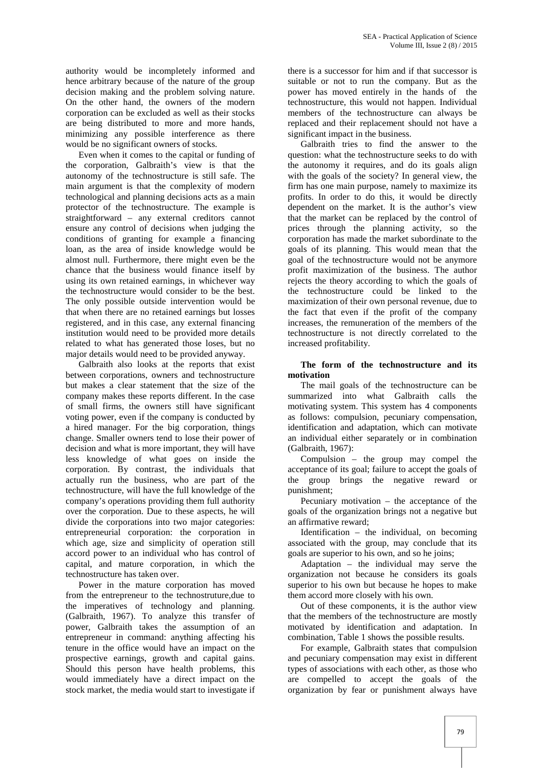authority would be incompletely informed and hence arbitrary because of the nature of the group decision making and the problem solving nature. On the other hand, the owners of the modern corporation can be excluded as well as their stocks are being distributed to more and more hands, minimizing any possible interference as there would be no significant owners of stocks.

Even when it comes to the capital or funding of the corporation, Galbraith's view is that the autonomy of the technostructure is still safe. The main argument is that the complexity of modern technological and planning decisions acts as a main protector of the technostructure. The example is straightforward – any external creditors cannot ensure any control of decisions when judging the conditions of granting for example a financing loan, as the area of inside knowledge would be almost null. Furthermore, there might even be the chance that the business would finance itself by using its own retained earnings, in whichever way the technostructure would consider to be the best. The only possible outside intervention would be that when there are no retained earnings but losses registered, and in this case, any external financing institution would need to be provided more details related to what has generated those loses, but no major details would need to be provided anyway.

Galbraith also looks at the reports that exist between corporations, owners and technostructure but makes a clear statement that the size of the company makes these reports different. In the case of small firms, the owners still have significant voting power, even if the company is conducted by a hired manager. For the big corporation, things change. Smaller owners tend to lose their power of decision and what is more important, they will have less knowledge of what goes on inside the corporation. By contrast, the individuals that actually run the business, who are part of the technostructure, will have the full knowledge of the company's operations providing them full authority over the corporation. Due to these aspects, he will divide the corporations into two major categories: entrepreneurial corporation: the corporation in which age, size and simplicity of operation still accord power to an individual who has control of capital, and mature corporation, in which the technostructure has taken over.

Power in the mature corporation has moved from the entrepreneur to the technostruture,due to the imperatives of technology and planning. (Galbraith, 1967). To analyze this transfer of power, Galbraith takes the assumption of an entrepreneur in command: anything affecting his tenure in the office would have an impact on the prospective earnings, growth and capital gains. Should this person have health problems, this would immediately have a direct impact on the stock market, the media would start to investigate if there is a successor for him and if that successor is suitable or not to run the company. But as the power has moved entirely in the hands of the technostructure, this would not happen. Individual members of the technostructure can always be replaced and their replacement should not have a significant impact in the business.

Galbraith tries to find the answer to the question: what the technostructure seeks to do with the autonomy it requires, and do its goals align with the goals of the society? In general view, the firm has one main purpose, namely to maximize its profits. In order to do this, it would be directly dependent on the market. It is the author's view that the market can be replaced by the control of prices through the planning activity, so the corporation has made the market subordinate to the goals of its planning. This would mean that the goal of the technostructure would not be anymore profit maximization of the business. The author rejects the theory according to which the goals of the technostructure could be linked to the maximization of their own personal revenue, due to the fact that even if the profit of the company increases, the remuneration of the members of the technostructure is not directly correlated to the increased profitability.

**The form of the technostructure and its motivation**

The mail goals of the technostructure can be summarized into what Galbraith calls the motivating system. This system has 4 components as follows: compulsion, pecuniary compensation, identification and adaptation, which can motivate an individual either separately or in combination (Galbraith, 1967):

Compulsion – the group may compel the acceptance of its goal; failure to accept the goals of the group brings the negative reward or punishment;

Pecuniary motivation – the acceptance of the goals of the organization brings not a negative but an affirmative reward;

Identification – the individual, on becoming associated with the group, may conclude that its goals are superior to his own, and so he joins;

Adaptation – the individual may serve the organization not because he considers its goals superior to his own but because he hopes to make them accord more closely with his own.

Out of these components, it is the author view that the members of the technostructure are mostly motivated by identification and adaptation. In combination, Table 1 shows the possible results.

For example, Galbraith states that compulsion and pecuniary compensation may exist in different types of associations with each other, as those who are compelled to accept the goals of the organization by fear or punishment always have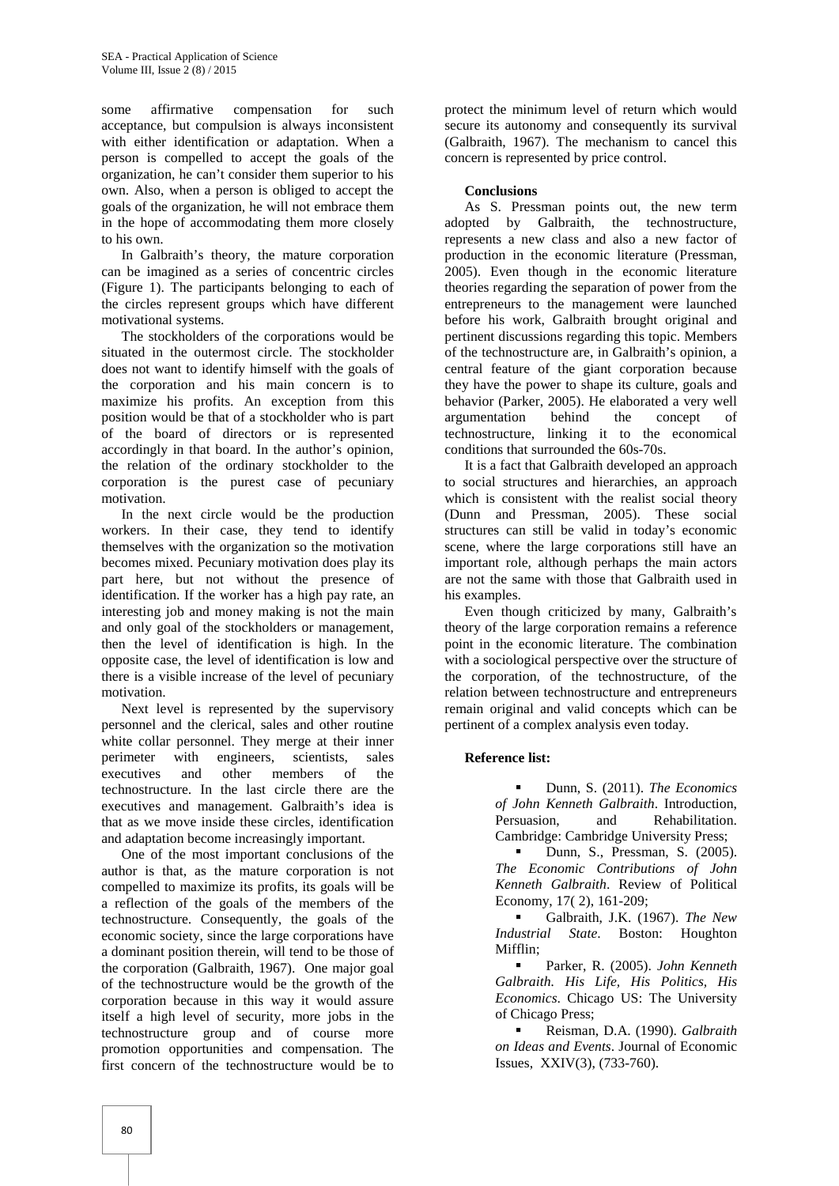some affirmative compensation for such acceptance, but compulsion is always inconsistent with either identification or adaptation. When a person is compelled to accept the goals of the organization, he can't consider them superior to his own. Also, when a person is obliged to accept the goals of the organization, he will not embrace them in the hope of accommodating them more closely to his own.

In Galbraith's theory, the mature corporation can be imagined as a series of concentric circles (Figure 1). The participants belonging to each of the circles represent groups which have different motivational systems.

The stockholders of the corporations would be situated in the outermost circle. The stockholder does not want to identify himself with the goals of the corporation and his main concern is to maximize his profits. An exception from this position would be that of a stockholder who is part of the board of directors or is represented accordingly in that board. In the author's opinion, the relation of the ordinary stockholder to the corporation is the purest case of pecuniary motivation.

In the next circle would be the production workers. In their case, they tend to identify themselves with the organization so the motivation becomes mixed. Pecuniary motivation does play its part here, but not without the presence of identification. If the worker has a high pay rate, an interesting job and money making is not the main and only goal of the stockholders or management, then the level of identification is high. In the opposite case, the level of identification is low and there is a visible increase of the level of pecuniary motivation.

Next level is represented by the supervisory personnel and the clerical, sales and other routine white collar personnel. They merge at their inner perimeter with engineers, scientists, sales executives and other members of the technostructure. In the last circle there are the executives and management. Galbraith's idea is that as we move inside these circles, identification and adaptation become increasingly important.

One of the most important conclusions of the author is that, as the mature corporation is not compelled to maximize its profits, its goals will be a reflection of the goals of the members of the technostructure. Consequently, the goals of the economic society, since the large corporations have a dominant position therein, will tend to be those of the corporation (Galbraith, 1967). One major goal of the technostructure would be the growth of the corporation because in this way it would assure itself a high level of security, more jobs in the technostructure group and of course more promotion opportunities and compensation. The first concern of the technostructure would be to protect the minimum level of return which would secure its autonomy and consequently its survival (Galbraith, 1967). The mechanism to cancel this concern is represented by price control.

## Conclusions

As S. Pressman points out, the new term adopted by Galbraith, the technostructure, represents a new class and also a new factor of production in the economic literature (Pressman, 2005). Even though in the economic literature theories regarding the separation of power from the entrepreneurs to the management were launched before his work, Galbraith brought original and pertinent discussions regarding this topic. Members of the technostructure are, in Galbraith's opinion, a central feature of the giant corporation because they have the power to shape its culture, goals and behavior (Parker, 2005). He elaborated a very well argumentation behind the concept of technostructure, linking it to the economical conditions that surrounded the 60s-70s.

It is a fact that Galbraith developed an approach to social structures and hierarchies, an approach which is consistent with the realist social theory (Dunn and Pressman, 2005). These social structures can still be valid in today's economic scene, where the large corporations still have an important role, although perhaps the main actors are not the same with those that Galbraith used in his examples.

Even though criticized by many, Galbraith's theory of the large corporation remains a reference point in the economic literature. The combination with a sociological perspective over the structure of the corporation, of the technostructure, of the relation between technostructure and entrepreneurs remain original and valid concepts which can be pertinent of a complex analysis even today.

## Reference list:

- Dunn, S. (2011). *The Economics of John Kenneth Galbraith*. Introduction, Persuasion, and Rehabilitation. Cambridge: Cambridge University Press;
- Dunn, S., Pressman, S. (2005). *The Economic Contributions of John Kenneth Galbraith*. Review of Political Economy, 17( 2), 161-209;
- Galbraith, J.K. (1967). *The New Industrial State*. Boston: Houghton Mifflin;
- Parker, R. (2005). *John Kenneth Galbraith. His Life, His Politics, His Economics*. Chicago US: The University of Chicago Press;
- Reisman, D.A. (1990). *Galbraith on Ideas and Events*. Journal of Economic Issues, XXIV(3), (733-760).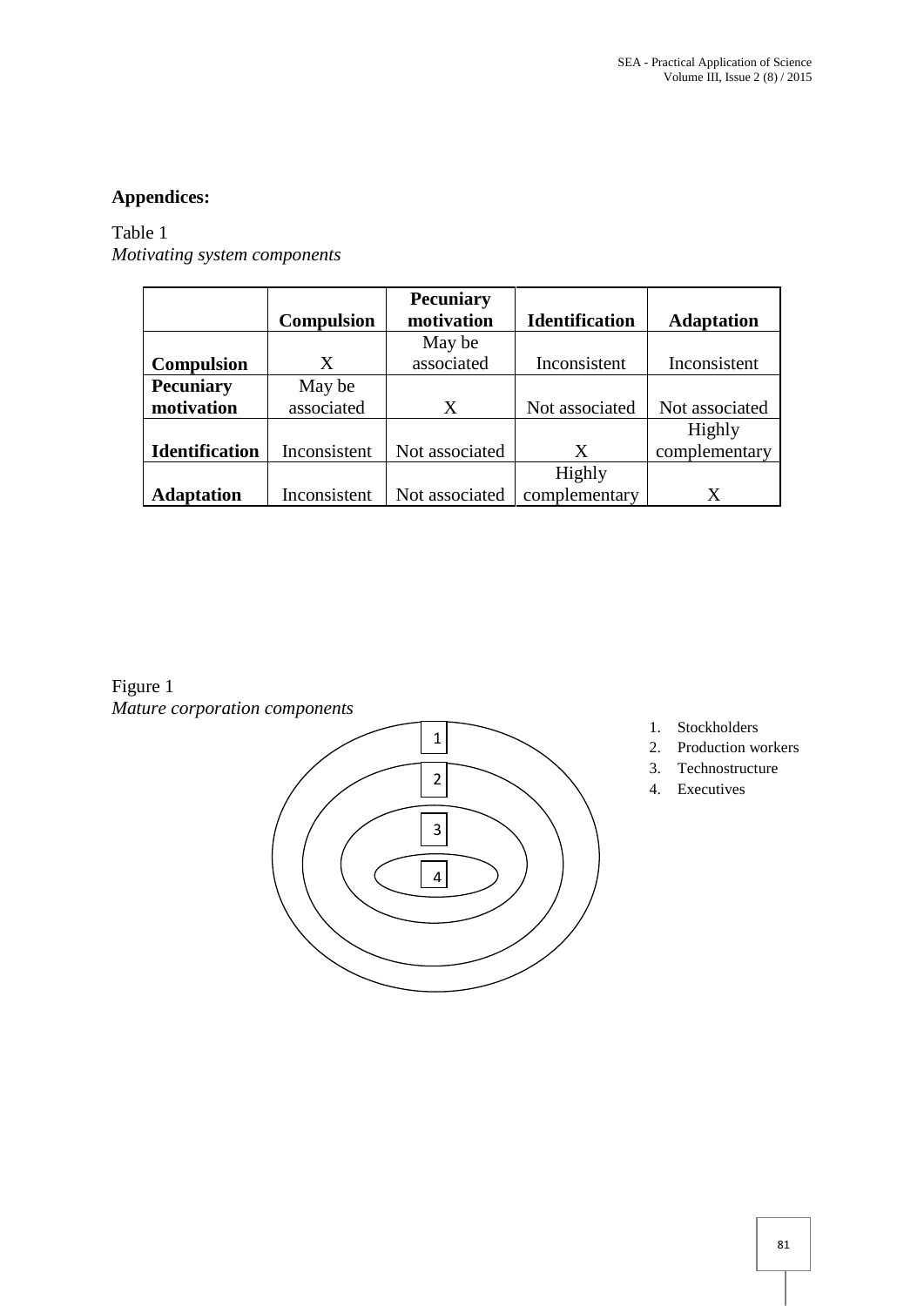**Appendices:**

Table 1
*Motivating system components*

| | Compulsion | Pecuniary motivation | Identification | Adaptation |
|---|---|---|---|---|
| **Compulsion** | X | May be associated | Inconsistent | Inconsistent |
| **Pecuniary motivation** | May be associated | X | Not associated | Not associated |
| **Identification** | Inconsistent | Not associated | X | Highly complementary |
| **Adaptation** | Inconsistent | Not associated | Highly complementary | X |

Figure 1
*Mature corporation components*

1
2
3
4

1. Stockholders
2. Production workers
3. Technostructure
4. Executives